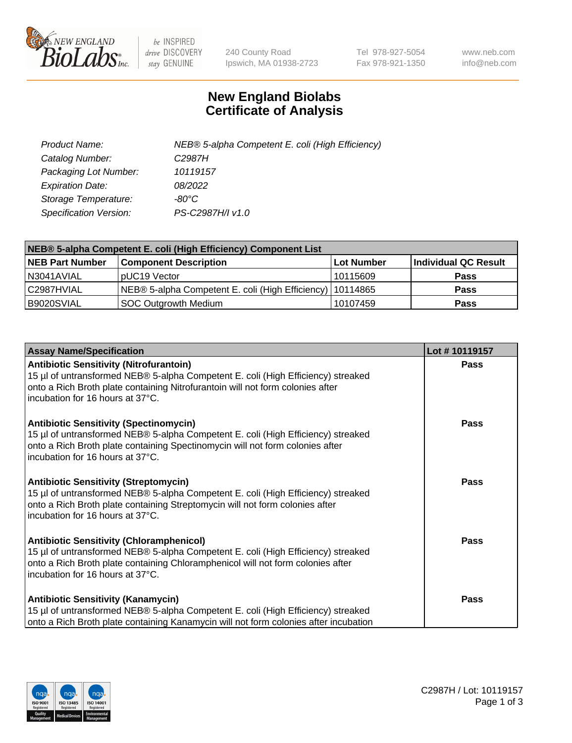# New England Biolabs Certificate of Analysis

| | |
|---|---|
| *Product Name:* | *NEB® 5-alpha Competent E. coli (High Efficiency)* |
| *Catalog Number:* | *C2987H* |
| *Packaging Lot Number:* | *10119157* |
| *Expiration Date:* | *08/2022* |
| *Storage Temperature:* | *-80°C* |
| *Specification Version:* | *PS-C2987H/I v1.0* |

| **NEB® 5-alpha Competent E. coli (High Efficiency) Component List** | | | |
|---|---|---|---|
| **NEB Part Number** | **Component Description** | **Lot Number** | **Individual QC Result** |
| N3041AVIAL | pUC19 Vector | 10115609 | **Pass** |
| C2987HVIAL | NEB® 5-alpha Competent E. coli (High Efficiency) | 10114865 | **Pass** |
| B9020SVIAL | SOC Outgrowth Medium | 10107459 | **Pass** |

| **Assay Name/Specification** | **Lot # 10119157** |
|---|---|
| **Antibiotic Sensitivity (Nitrofurantoin)**<br>15 µl of untransformed NEB® 5-alpha Competent E. coli (High Efficiency) streaked onto a Rich Broth plate containing Nitrofurantoin will not form colonies after incubation for 16 hours at 37°C. | **Pass** |
| **Antibiotic Sensitivity (Spectinomycin)**<br>15 µl of untransformed NEB® 5-alpha Competent E. coli (High Efficiency) streaked onto a Rich Broth plate containing Spectinomycin will not form colonies after incubation for 16 hours at 37°C. | **Pass** |
| **Antibiotic Sensitivity (Streptomycin)**<br>15 µl of untransformed NEB® 5-alpha Competent E. coli (High Efficiency) streaked onto a Rich Broth plate containing Streptomycin will not form colonies after incubation for 16 hours at 37°C. | **Pass** |
| **Antibiotic Sensitivity (Chloramphenicol)**<br>15 µl of untransformed NEB® 5-alpha Competent E. coli (High Efficiency) streaked onto a Rich Broth plate containing Chloramphenicol will not form colonies after incubation for 16 hours at 37°C. | **Pass** |
| **Antibiotic Sensitivity (Kanamycin)**<br>15 µl of untransformed NEB® 5-alpha Competent E. coli (High Efficiency) streaked onto a Rich Broth plate containing Kanamycin will not form colonies after incubation | **Pass** |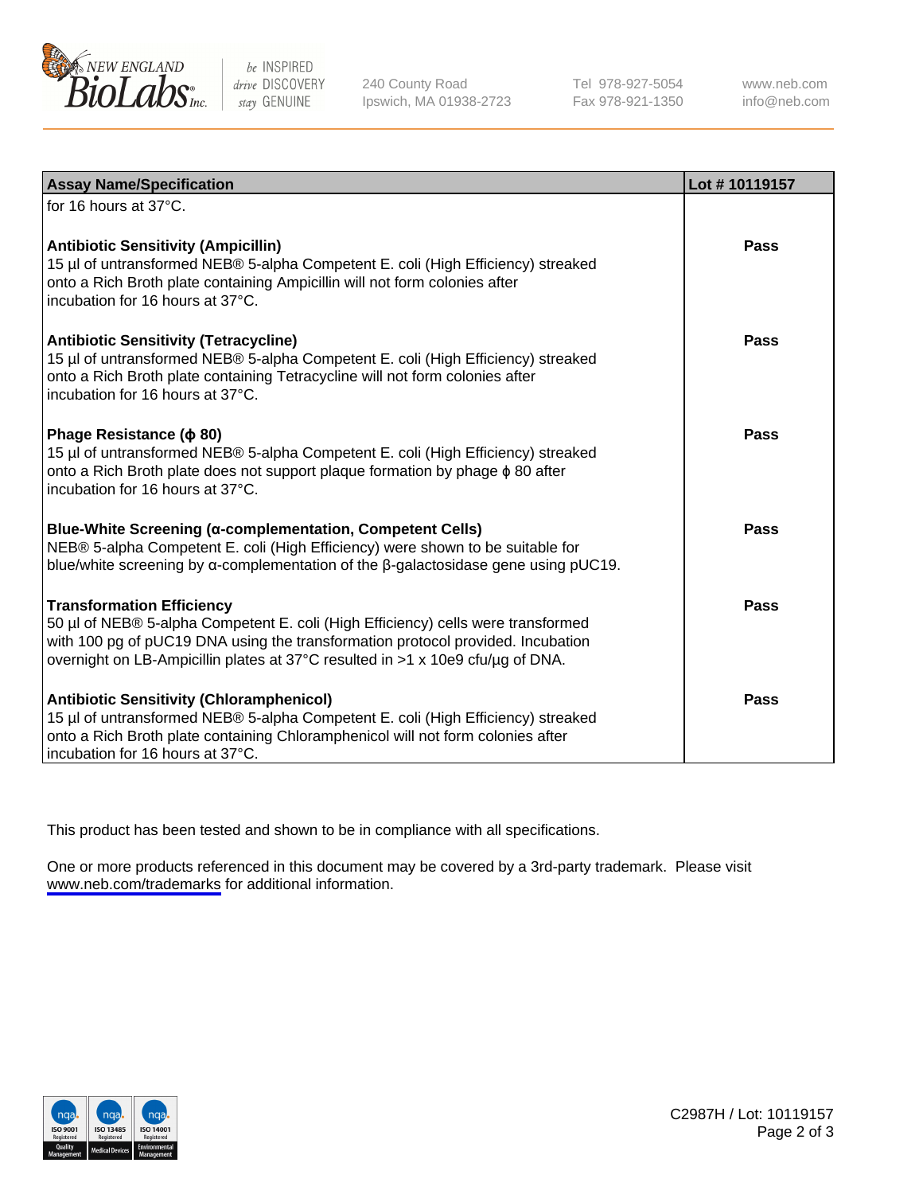| Assay Name/Specification | Lot # 10119157 |
|---|---|
| for 16 hours at 37°C. | |
| **Antibiotic Sensitivity (Ampicillin)**<br>15 µl of untransformed NEB® 5-alpha Competent E. coli (High Efficiency) streaked onto a Rich Broth plate containing Ampicillin will not form colonies after incubation for 16 hours at 37°C. | **Pass** |
| **Antibiotic Sensitivity (Tetracycline)**<br>15 µl of untransformed NEB® 5-alpha Competent E. coli (High Efficiency) streaked onto a Rich Broth plate containing Tetracycline will not form colonies after incubation for 16 hours at 37°C. | **Pass** |
| **Phage Resistance (ϕ 80)**<br>15 µl of untransformed NEB® 5-alpha Competent E. coli (High Efficiency) streaked onto a Rich Broth plate does not support plaque formation by phage ϕ 80 after incubation for 16 hours at 37°C. | **Pass** |
| **Blue-White Screening (α-complementation, Competent Cells)**<br>NEB® 5-alpha Competent E. coli (High Efficiency) were shown to be suitable for blue/white screening by α-complementation of the β-galactosidase gene using pUC19. | **Pass** |
| **Transformation Efficiency**<br>50 µl of NEB® 5-alpha Competent E. coli (High Efficiency) cells were transformed with 100 pg of pUC19 DNA using the transformation protocol provided. Incubation overnight on LB-Ampicillin plates at 37°C resulted in >1 x 10e9 cfu/µg of DNA. | **Pass** |
| **Antibiotic Sensitivity (Chloramphenicol)**<br>15 µl of untransformed NEB® 5-alpha Competent E. coli (High Efficiency) streaked onto a Rich Broth plate containing Chloramphenicol will not form colonies after incubation for 16 hours at 37°C. | **Pass** |

This product has been tested and shown to be in compliance with all specifications.

One or more products referenced in this document may be covered by a 3rd-party trademark. Please visit www.neb.com/trademarks for additional information.

C2987H / Lot: 10119157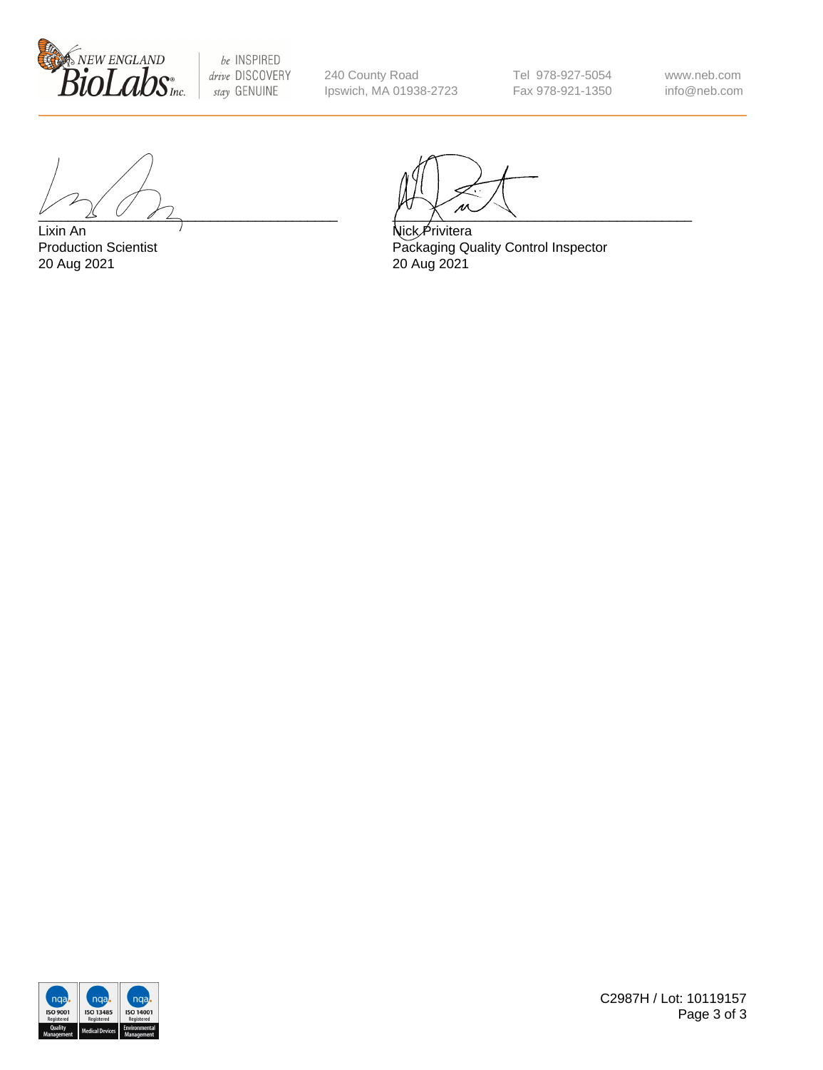Lixin An
Production Scientist
20 Aug 2021

Nick Privitera
Packaging Quality Control Inspector
20 Aug 2021